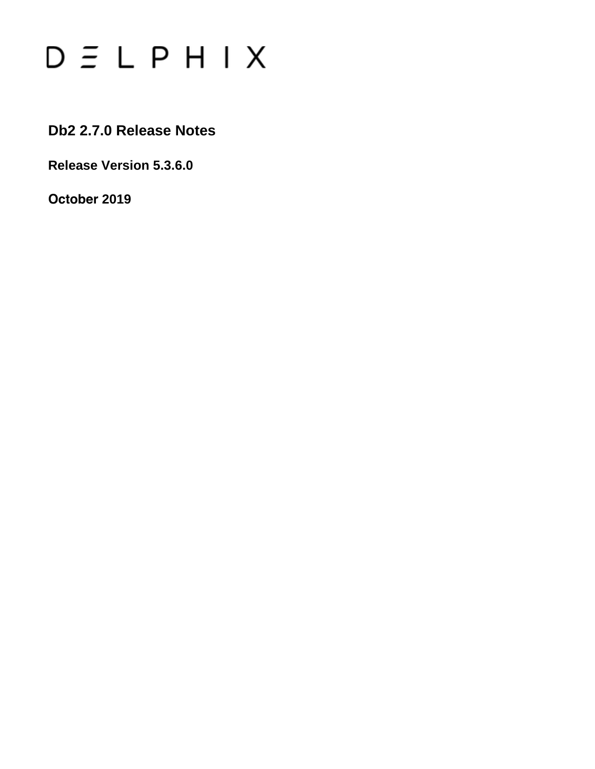# DELPHIX

## Db2 2.7.0 Release Notes

**Release Version 5.3.6.0**

**October 2019**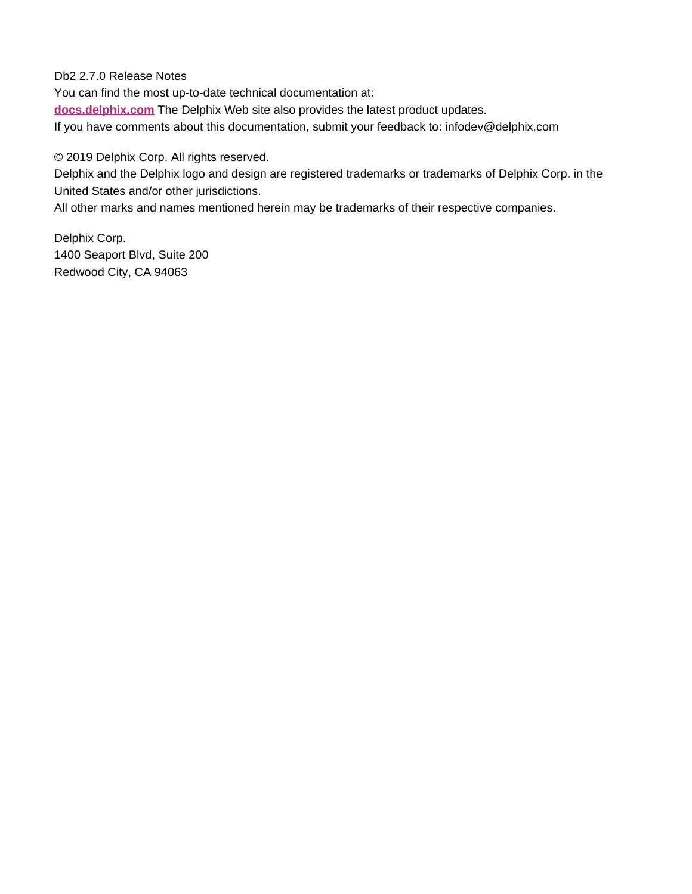Db2 2.7.0 Release Notes

You can find the most up-to-date technical documentation at:

**[docs.delphix.com](http://docs.delphix.com)** The Delphix Web site also provides the latest product updates.

If you have comments about this documentation, submit your feedback to: infodev@delphix.com

© 2019 Delphix Corp. All rights reserved.

Delphix and the Delphix logo and design are registered trademarks or trademarks of Delphix Corp. in the United States and/or other jurisdictions.

All other marks and names mentioned herein may be trademarks of their respective companies.

Delphix Corp.
1400 Seaport Blvd, Suite 200
Redwood City, CA 94063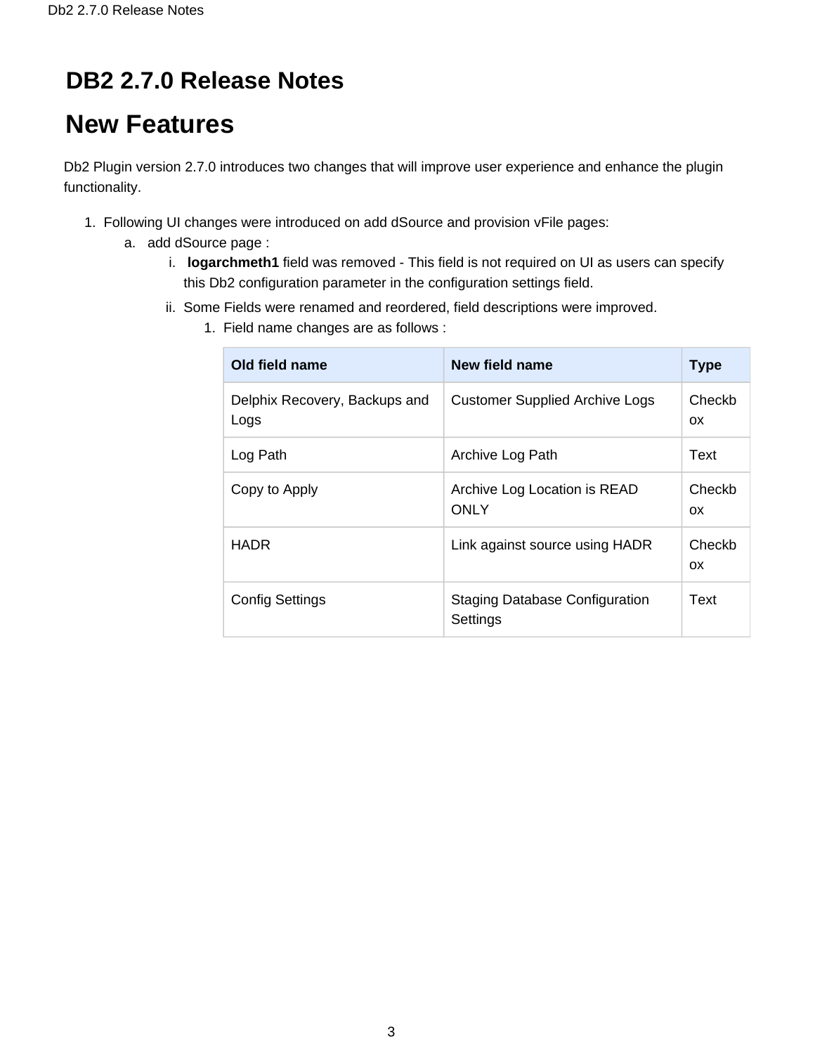# DB2 2.7.0 Release Notes

## New Features

Db2 Plugin version 2.7.0 introduces two changes that will improve user experience and enhance the plugin functionality.

1. Following UI changes were introduced on add dSource and provision vFile pages:
    a. add dSource page :
        i. **logarchmeth1** field was removed - This field is not required on UI as users can specify this Db2 configuration parameter in the configuration settings field.
        ii. Some Fields were renamed and reordered, field descriptions were improved.
            1. Field name changes are as follows :

| Old field name | New field name | Type |
|---|---|---|
| Delphix Recovery, Backups and Logs | Customer Supplied Archive Logs | Checkbox |
| Log Path | Archive Log Path | Text |
| Copy to Apply | Archive Log Location is READ ONLY | Checkbox |
| HADR | Link against source using HADR | Checkbox |
| Config Settings | Staging Database Configuration Settings | Text |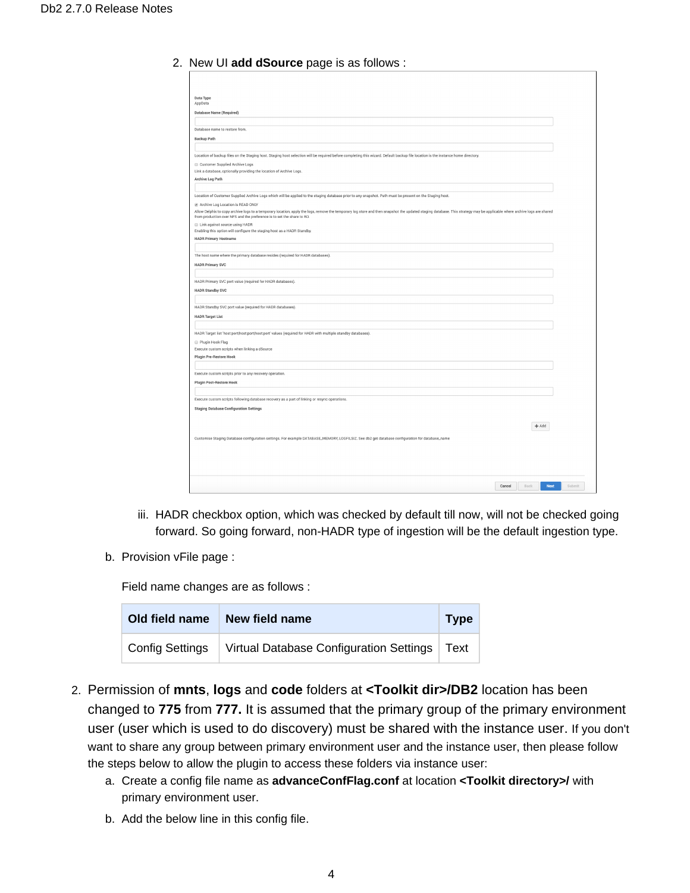2. New UI **add dSource** page is as follows :

Data Type
AppData
Database Name (Required)

Database name to restore from.
Backup Path

Location of backup files on the Staging host. Staging host selection will be required before completing this wizard. Default backup file location is the instance home directory.
Customer Supplied Archive Logs
Link a database, optionally providing the location of Archive Logs.
Archive Log Path

Location of Customer Supplied Archive Logs which will be applied to the staging database prior to any snapshot. Path must be present on the Staging host.
Archive Log Location is READ ONLY
Allow Delphix to copy archive logs to a temporary location, apply the logs, remove the temporary log store and then snapshot the updated staging database. This strategy may be applicable where archive logs are shared from production over NFS and the preference is to set the share to RO.
Link against source using HADR
Enabling this option will configure the staging host as a HADR Standby.
HADR Primary Hostname

The host name where the primary database resides (required for HADR databases).
HADR Primary SVC

HADR Primary SVC port value (required for HADR databases).
HADR Standby SVC

HADR Standby SVC port value (required for HADR databases).
HADR Target List

HADR Target list 'host:port|host:port|host:port' values (required for HADR with multiple standby databases).
Plugin Hook Flag
Execute custom scripts when linking a dSource
Plugin Pre-Restore Hook

Execute custom scripts prior to any recovery operation.
Plugin Post-Restore Hook

Execute custom scripts following database recovery as a part of linking or resync operations.
Staging Database Configuration Settings

+ Add

Customise Staging Database configuration settings. For example DATABASE_MEMORY, LOGFILSIZ. See db2 get database configuration for database_name

Cancel | Back | Next | Submit

iii. HADR checkbox option, which was checked by default till now, will not be checked going forward. So going forward, non-HADR type of ingestion will be the default ingestion type.

b. Provision vFile page :

Field name changes are as follows :

| Old field name | New field name | Type |
|---|---|---|
| Config Settings | Virtual Database Configuration Settings | Text |

2. Permission of **mnts**, **logs** and **code** folders at **<Toolkit dir>/DB2** location has been changed to **775** from **777.** It is assumed that the primary group of the primary environment user (user which is used to do discovery) must be shared with the instance user. If you don't want to share any group between primary environment user and the instance user, then please follow the steps below to allow the plugin to access these folders via instance user:
   a. Create a config file name as **advanceConfFlag.conf** at location **<Toolkit directory>/** with primary environment user.
   b. Add the below line in this config file.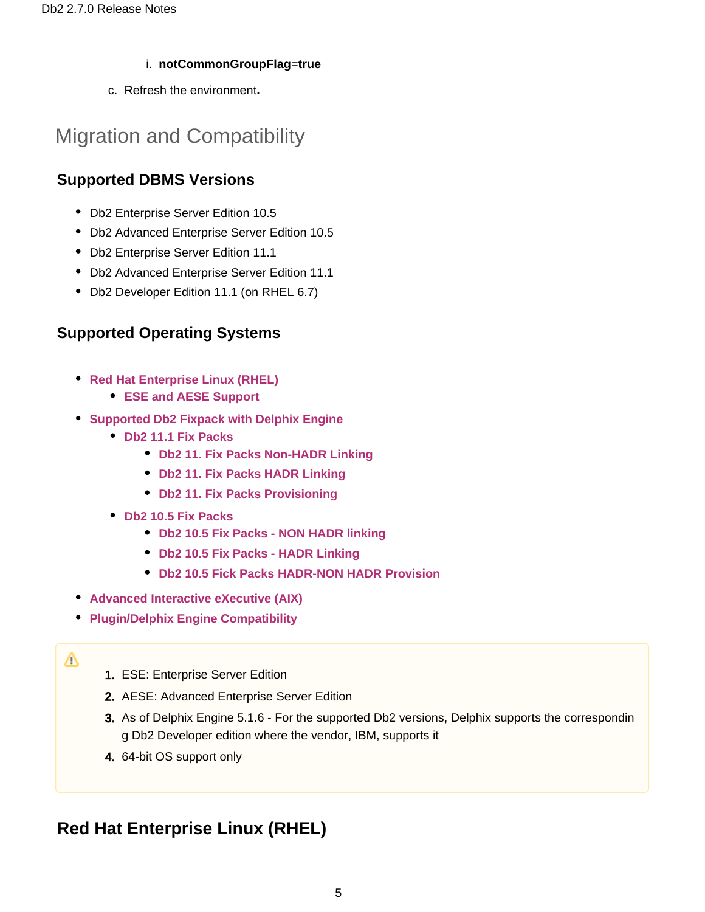i. **notCommonGroupFlag**=**true**

c. Refresh the environment**.**

# Migration and Compatibility

## Supported DBMS Versions

- Db2 Enterprise Server Edition 10.5
- Db2 Advanced Enterprise Server Edition 10.5
- Db2 Enterprise Server Edition 11.1
- Db2 Advanced Enterprise Server Edition 11.1
- Db2 Developer Edition 11.1 (on RHEL 6.7)

## Supported Operating Systems

- **Red Hat Enterprise Linux (RHEL)**
  - **ESE and AESE Support**
- **Supported Db2 Fixpack with Delphix Engine**
  - **Db2 11.1 Fix Packs**
    - **Db2 11. Fix Packs Non-HADR Linking**
    - **Db2 11. Fix Packs HADR Linking**
    - **Db2 11. Fix Packs Provisioning**
  - **Db2 10.5 Fix Packs**
    - **Db2 10.5 Fix Packs - NON HADR linking**
    - **Db2 10.5 Fix Packs - HADR Linking**
    - **Db2 10.5 Fick Packs HADR-NON HADR Provision**
- **Advanced Interactive eXecutive (AIX)**
- **Plugin/Delphix Engine Compatibility**

> ⚠
>
> 1. ESE: Enterprise Server Edition
> 2. AESE: Advanced Enterprise Server Edition
> 3. As of Delphix Engine 5.1.6 - For the supported Db2 versions, Delphix supports the corresponding Db2 Developer edition where the vendor, IBM, supports it
> 4. 64-bit OS support only

## Red Hat Enterprise Linux (RHEL)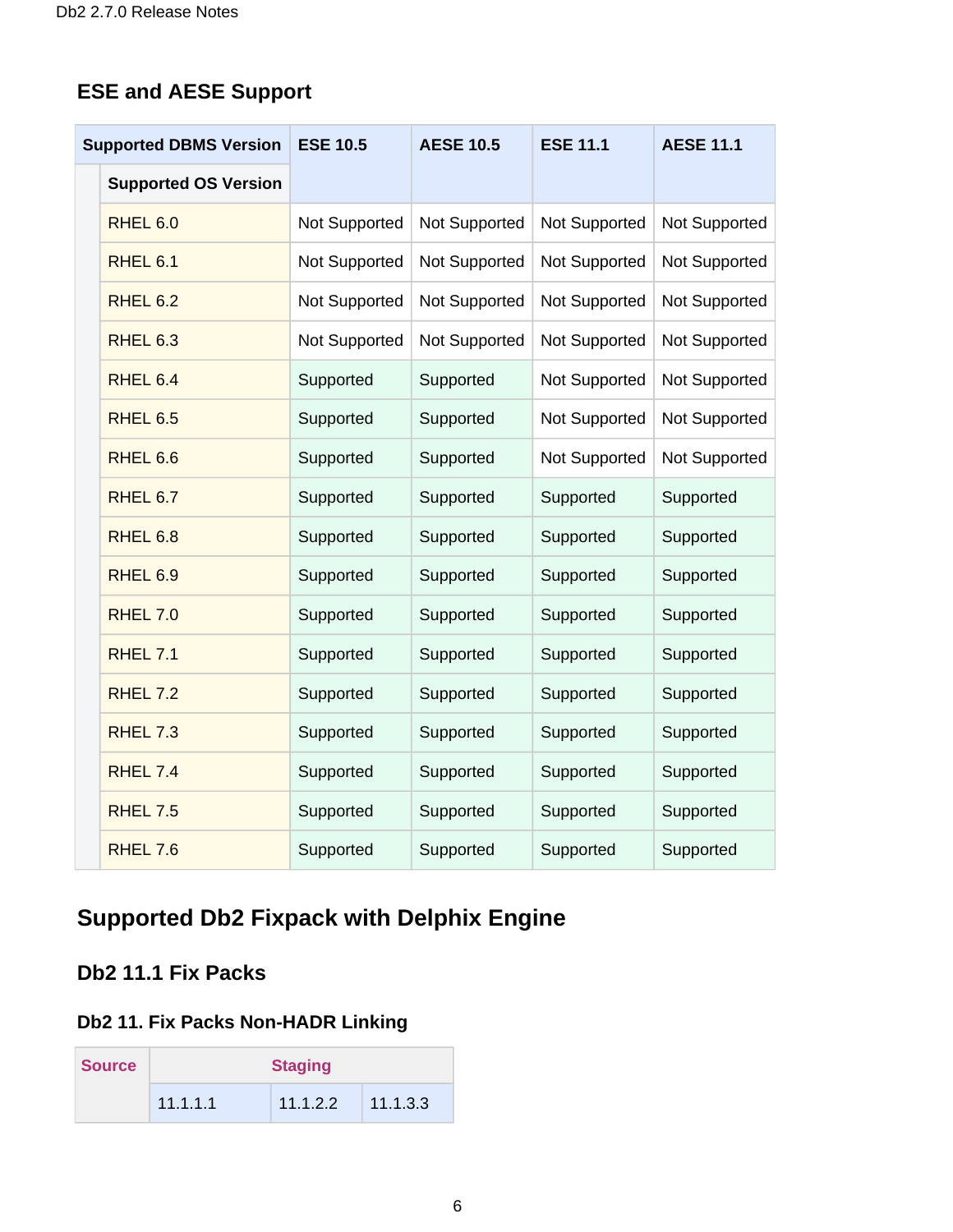## ESE and AESE Support

| Supported DBMS Version | ESE 10.5 | AESE 10.5 | ESE 11.1 | AESE 11.1 |
|---|---|---|---|---|
| Supported OS Version | | | | |
| RHEL 6.0 | Not Supported | Not Supported | Not Supported | Not Supported |
| RHEL 6.1 | Not Supported | Not Supported | Not Supported | Not Supported |
| RHEL 6.2 | Not Supported | Not Supported | Not Supported | Not Supported |
| RHEL 6.3 | Not Supported | Not Supported | Not Supported | Not Supported |
| RHEL 6.4 | Supported | Supported | Not Supported | Not Supported |
| RHEL 6.5 | Supported | Supported | Not Supported | Not Supported |
| RHEL 6.6 | Supported | Supported | Not Supported | Not Supported |
| RHEL 6.7 | Supported | Supported | Supported | Supported |
| RHEL 6.8 | Supported | Supported | Supported | Supported |
| RHEL 6.9 | Supported | Supported | Supported | Supported |
| RHEL 7.0 | Supported | Supported | Supported | Supported |
| RHEL 7.1 | Supported | Supported | Supported | Supported |
| RHEL 7.2 | Supported | Supported | Supported | Supported |
| RHEL 7.3 | Supported | Supported | Supported | Supported |
| RHEL 7.4 | Supported | Supported | Supported | Supported |
| RHEL 7.5 | Supported | Supported | Supported | Supported |
| RHEL 7.6 | Supported | Supported | Supported | Supported |

## Supported Db2 Fixpack with Delphix Engine

### Db2 11.1 Fix Packs

#### Db2 11. Fix Packs Non-HADR Linking

| Source | Staging | | |
|---|---|---|---|
| | 11.1.1.1 | 11.1.2.2 | 11.1.3.3 |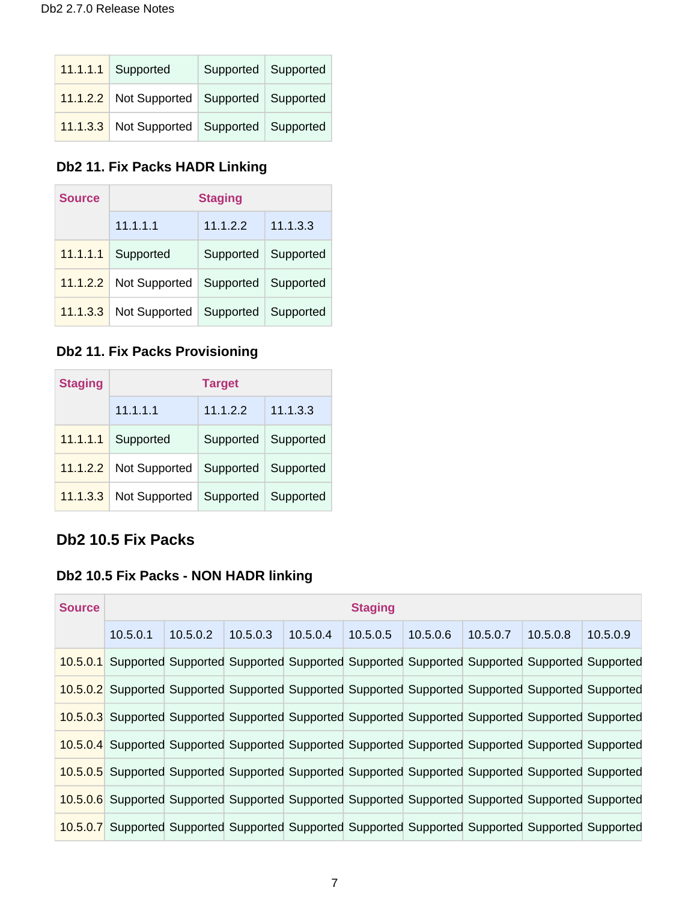| 11.1.1.1 | Supported | Supported | Supported |
|---|---|---|---|
| 11.1.2.2 | Not Supported | Supported | Supported |
| 11.1.3.3 | Not Supported | Supported | Supported |

### Db2 11. Fix Packs HADR Linking

| Source | Staging | | |
|---|---|---|---|
| | 11.1.1.1 | 11.1.2.2 | 11.1.3.3 |
| 11.1.1.1 | Supported | Supported | Supported |
| 11.1.2.2 | Not Supported | Supported | Supported |
| 11.1.3.3 | Not Supported | Supported | Supported |

### Db2 11. Fix Packs Provisioning

| Staging | Target | | |
|---|---|---|---|
| | 11.1.1.1 | 11.1.2.2 | 11.1.3.3 |
| 11.1.1.1 | Supported | Supported | Supported |
| 11.1.2.2 | Not Supported | Supported | Supported |
| 11.1.3.3 | Not Supported | Supported | Supported |

## Db2 10.5 Fix Packs

### Db2 10.5 Fix Packs - NON HADR linking

| Source | Staging | | | | | | | | |
|---|---|---|---|---|---|---|---|---|---|
| | 10.5.0.1 | 10.5.0.2 | 10.5.0.3 | 10.5.0.4 | 10.5.0.5 | 10.5.0.6 | 10.5.0.7 | 10.5.0.8 | 10.5.0.9 |
| 10.5.0.1 | Supported | Supported | Supported | Supported | Supported | Supported | Supported | Supported | Supported |
| 10.5.0.2 | Supported | Supported | Supported | Supported | Supported | Supported | Supported | Supported | Supported |
| 10.5.0.3 | Supported | Supported | Supported | Supported | Supported | Supported | Supported | Supported | Supported |
| 10.5.0.4 | Supported | Supported | Supported | Supported | Supported | Supported | Supported | Supported | Supported |
| 10.5.0.5 | Supported | Supported | Supported | Supported | Supported | Supported | Supported | Supported | Supported |
| 10.5.0.6 | Supported | Supported | Supported | Supported | Supported | Supported | Supported | Supported | Supported |
| 10.5.0.7 | Supported | Supported | Supported | Supported | Supported | Supported | Supported | Supported | Supported |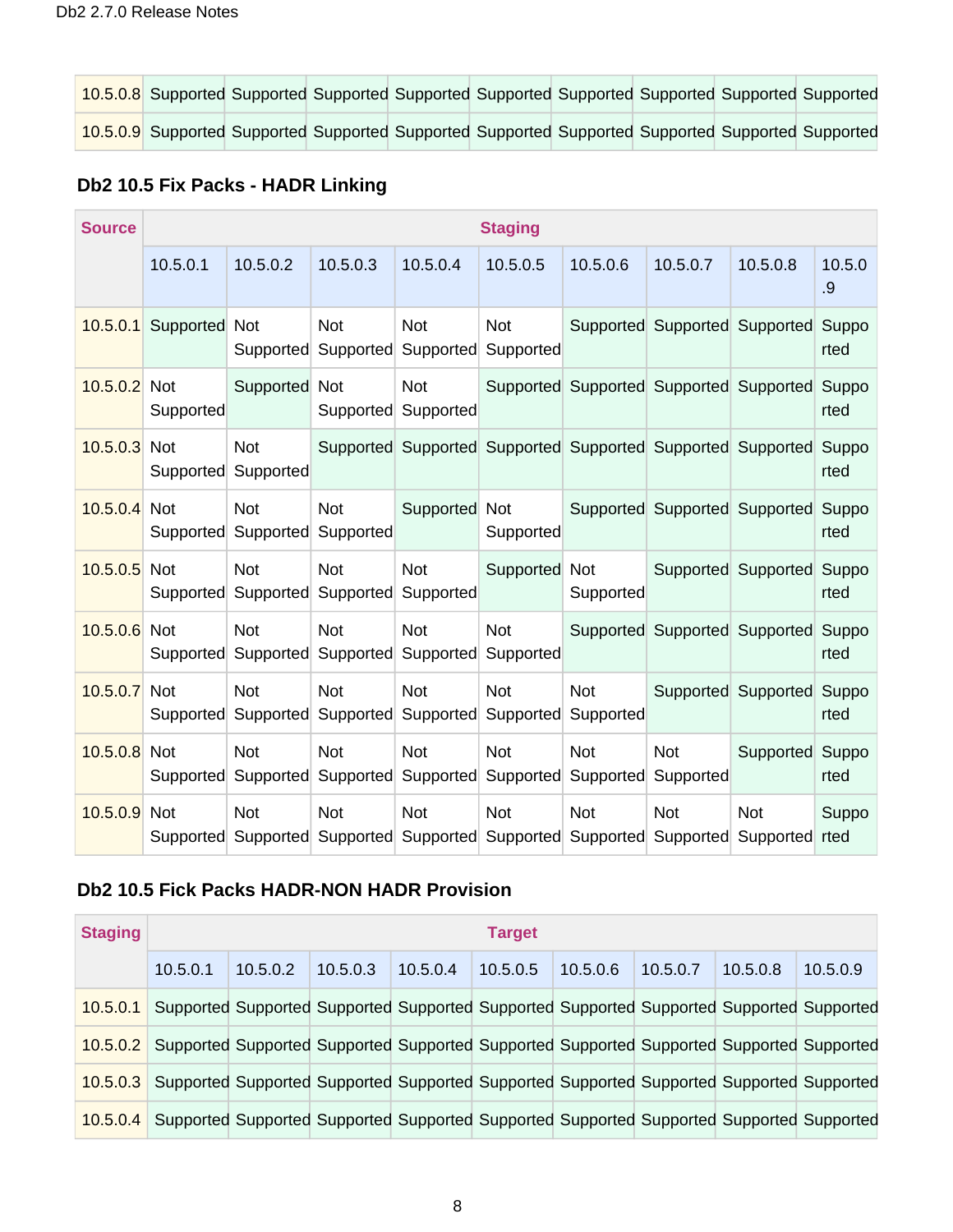| 10.5.0.8 | Supported | Supported | Supported | Supported | Supported | Supported | Supported | Supported | Supported |
|---|---|---|---|---|---|---|---|---|---|
| 10.5.0.9 | Supported | Supported | Supported | Supported | Supported | Supported | Supported | Supported | Supported |

### Db2 10.5 Fix Packs - HADR Linking

| Source | Staging | | | | | | | | |
|---|---|---|---|---|---|---|---|---|---|
| | 10.5.0.1 | 10.5.0.2 | 10.5.0.3 | 10.5.0.4 | 10.5.0.5 | 10.5.0.6 | 10.5.0.7 | 10.5.0.8 | 10.5.0.9 |
| 10.5.0.1 | Supported | Not Supported | Not Supported | Not Supported | Not Supported | Supported | Supported | Supported | Supported |
| 10.5.0.2 | Not Supported | Supported | Not Supported | Not Supported | Supported | Supported | Supported | Supported | Supported |
| 10.5.0.3 | Not Supported | Not Supported | Supported | Supported | Supported | Supported | Supported | Supported | Supported |
| 10.5.0.4 | Not Supported | Not Supported | Not Supported | Supported | Not Supported | Supported | Supported | Supported | Supported |
| 10.5.0.5 | Not Supported | Not Supported | Not Supported | Not Supported | Supported | Not Supported | Supported | Supported | Supported |
| 10.5.0.6 | Not Supported | Not Supported | Not Supported | Not Supported | Not Supported | Supported | Supported | Supported | Supported |
| 10.5.0.7 | Not Supported | Not Supported | Not Supported | Not Supported | Not Supported | Not Supported | Supported | Supported | Supported |
| 10.5.0.8 | Not Supported | Not Supported | Not Supported | Not Supported | Not Supported | Not Supported | Not Supported | Supported | Supported |
| 10.5.0.9 | Not Supported | Not Supported | Not Supported | Not Supported | Not Supported | Not Supported | Not Supported | Not Supported | Supported |

### Db2 10.5 Fick Packs HADR-NON HADR Provision

| Staging | Target | | | | | | | | |
|---|---|---|---|---|---|---|---|---|---|
| | 10.5.0.1 | 10.5.0.2 | 10.5.0.3 | 10.5.0.4 | 10.5.0.5 | 10.5.0.6 | 10.5.0.7 | 10.5.0.8 | 10.5.0.9 |
| 10.5.0.1 | Supported | Supported | Supported | Supported | Supported | Supported | Supported | Supported | Supported |
| 10.5.0.2 | Supported | Supported | Supported | Supported | Supported | Supported | Supported | Supported | Supported |
| 10.5.0.3 | Supported | Supported | Supported | Supported | Supported | Supported | Supported | Supported | Supported |
| 10.5.0.4 | Supported | Supported | Supported | Supported | Supported | Supported | Supported | Supported | Supported |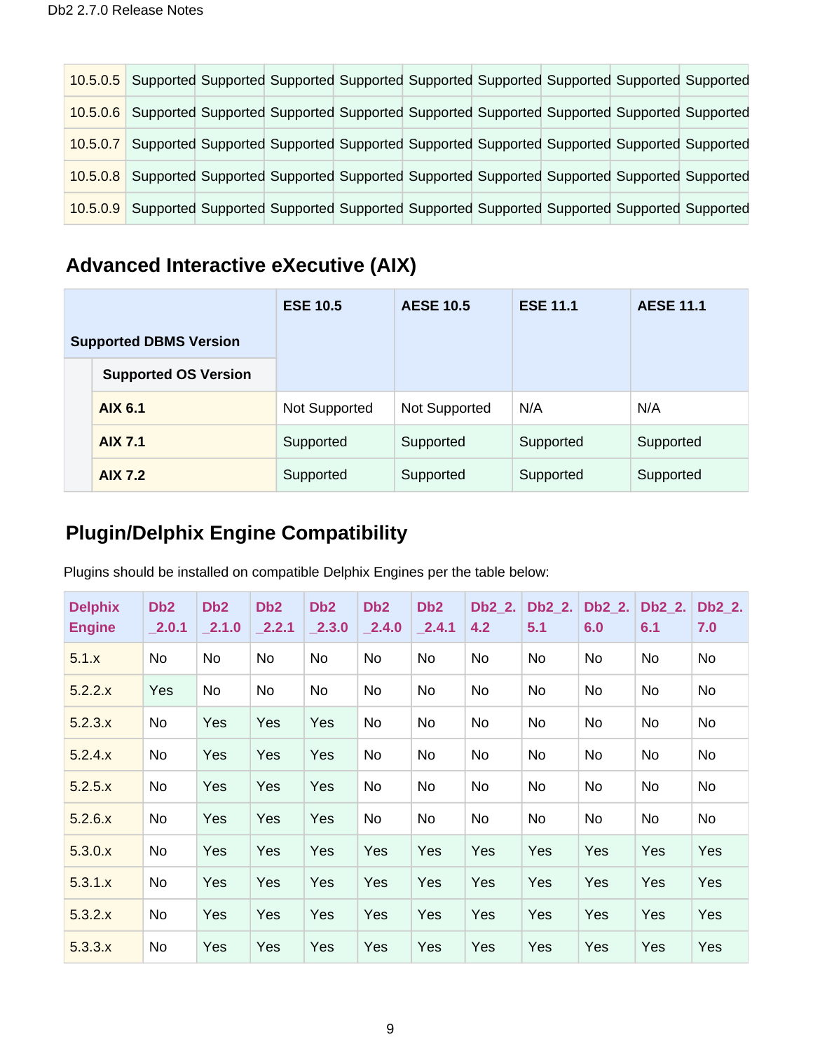| 10.5.0.5 | Supported | Supported | Supported | Supported | Supported | Supported | Supported | Supported | Supported |
|---|---|---|---|---|---|---|---|---|---|
| 10.5.0.6 | Supported | Supported | Supported | Supported | Supported | Supported | Supported | Supported | Supported |
| 10.5.0.7 | Supported | Supported | Supported | Supported | Supported | Supported | Supported | Supported | Supported |
| 10.5.0.8 | Supported | Supported | Supported | Supported | Supported | Supported | Supported | Supported | Supported |
| 10.5.0.9 | Supported | Supported | Supported | Supported | Supported | Supported | Supported | Supported | Supported |

## Advanced Interactive eXecutive (AIX)

| Supported DBMS Version | ESE 10.5 | AESE 10.5 | ESE 11.1 | AESE 11.1 |
|---|---|---|---|---|
| **Supported OS Version** | | | | |
| **AIX 6.1** | Not Supported | Not Supported | N/A | N/A |
| **AIX 7.1** | Supported | Supported | Supported | Supported |
| **AIX 7.2** | Supported | Supported | Supported | Supported |

## Plugin/Delphix Engine Compatibility

Plugins should be installed on compatible Delphix Engines per the table below:

| Delphix Engine | Db2_2.0.1 | Db2_2.1.0 | Db2_2.2.1 | Db2_2.3.0 | Db2_2.4.0 | Db2_2.4.1 | Db2_2.4.2 | Db2_2.5.1 | Db2_2.6.0 | Db2_2.6.1 | Db2_2.7.0 |
|---|---|---|---|---|---|---|---|---|---|---|---|
| 5.1.x | No | No | No | No | No | No | No | No | No | No | No |
| 5.2.2.x | Yes | No | No | No | No | No | No | No | No | No | No |
| 5.2.3.x | No | Yes | Yes | Yes | No | No | No | No | No | No | No |
| 5.2.4.x | No | Yes | Yes | Yes | No | No | No | No | No | No | No |
| 5.2.5.x | No | Yes | Yes | Yes | No | No | No | No | No | No | No |
| 5.2.6.x | No | Yes | Yes | Yes | No | No | No | No | No | No | No |
| 5.3.0.x | No | Yes | Yes | Yes | Yes | Yes | Yes | Yes | Yes | Yes | Yes |
| 5.3.1.x | No | Yes | Yes | Yes | Yes | Yes | Yes | Yes | Yes | Yes | Yes |
| 5.3.2.x | No | Yes | Yes | Yes | Yes | Yes | Yes | Yes | Yes | Yes | Yes |
| 5.3.3.x | No | Yes | Yes | Yes | Yes | Yes | Yes | Yes | Yes | Yes | Yes |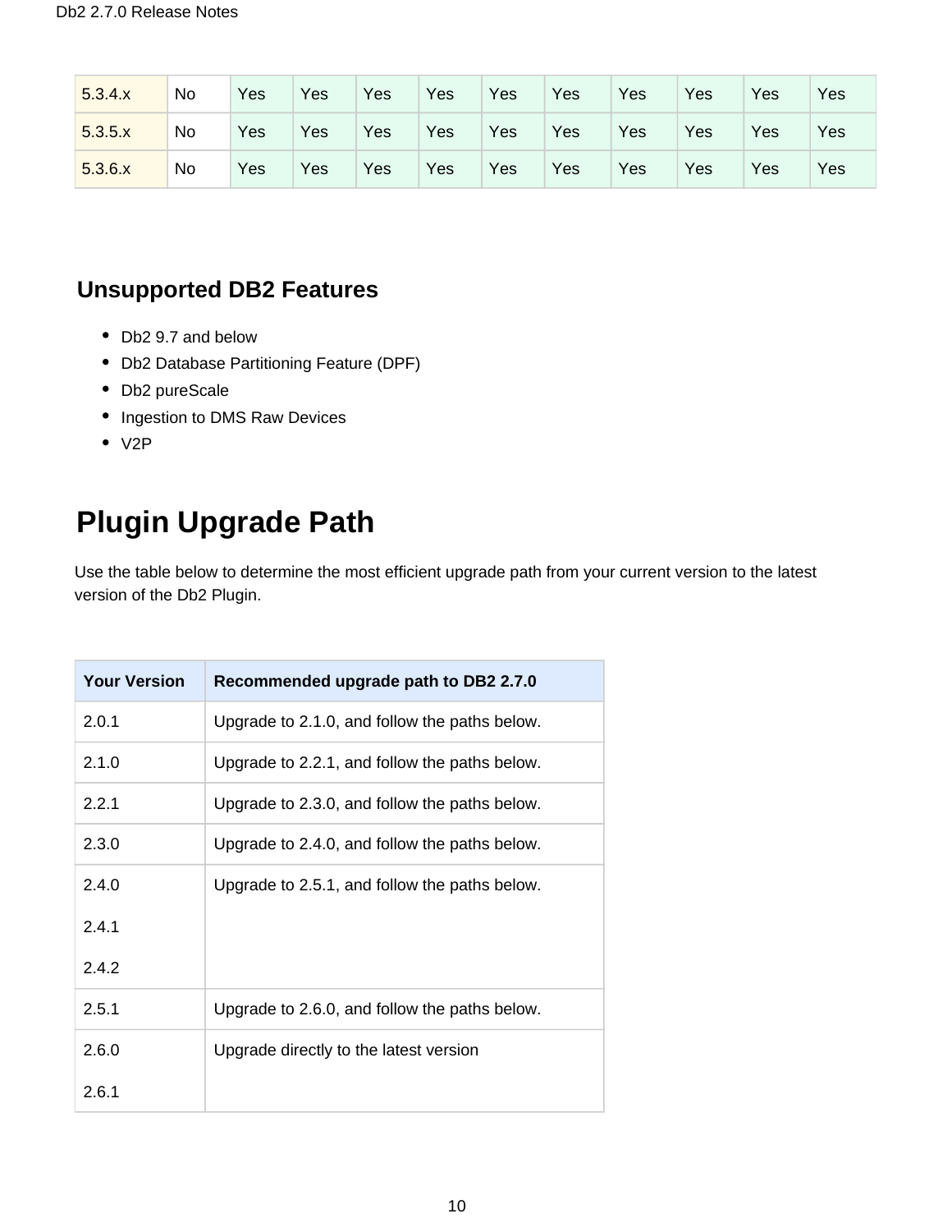| 5.3.4.x | No | Yes | Yes | Yes | Yes | Yes | Yes | Yes | Yes | Yes | Yes |
|---|---|---|---|---|---|---|---|---|---|---|---|
| 5.3.5.x | No | Yes | Yes | Yes | Yes | Yes | Yes | Yes | Yes | Yes | Yes |
| 5.3.6.x | No | Yes | Yes | Yes | Yes | Yes | Yes | Yes | Yes | Yes | Yes |

### Unsupported DB2 Features

- Db2 9.7 and below
- Db2 Database Partitioning Feature (DPF)
- Db2 pureScale
- Ingestion to DMS Raw Devices
- V2P

## Plugin Upgrade Path

Use the table below to determine the most efficient upgrade path from your current version to the latest version of the Db2 Plugin.

| Your Version | Recommended upgrade path to DB2 2.7.0 |
|---|---|
| 2.0.1 | Upgrade to 2.1.0, and follow the paths below. |
| 2.1.0 | Upgrade to 2.2.1, and follow the paths below. |
| 2.2.1 | Upgrade to 2.3.0, and follow the paths below. |
| 2.3.0 | Upgrade to 2.4.0, and follow the paths below. |
| 2.4.0<br>2.4.1<br>2.4.2 | Upgrade to 2.5.1, and follow the paths below. |
| 2.5.1 | Upgrade to 2.6.0, and follow the paths below. |
| 2.6.0<br>2.6.1 | Upgrade directly to the latest version |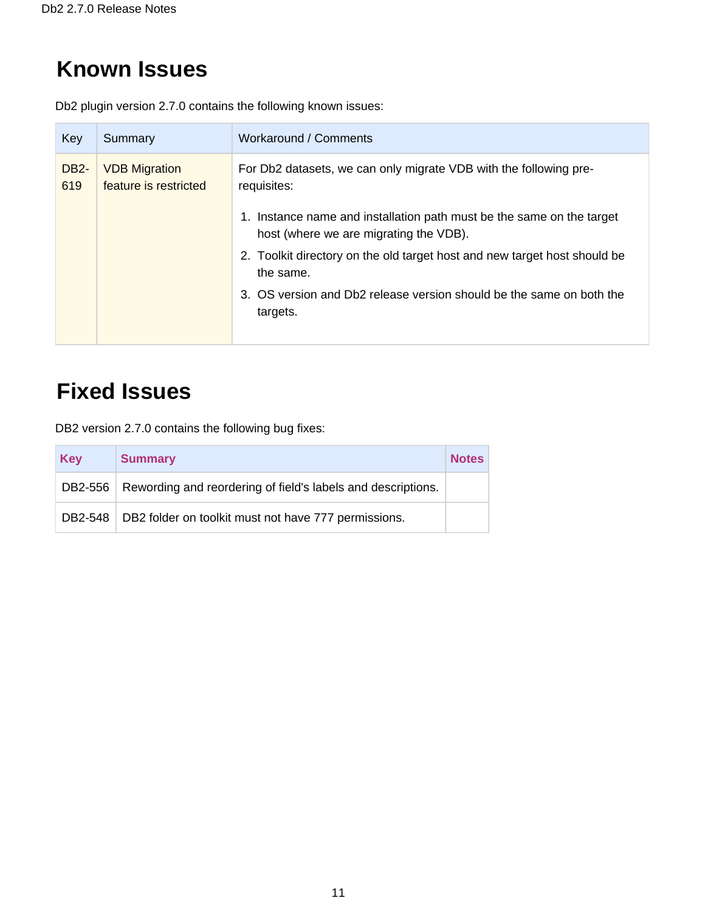# Known Issues

Db2 plugin version 2.7.0 contains the following known issues:

| Key | Summary | Workaround / Comments |
| --- | --- | --- |
| DB2-619 | VDB Migration feature is restricted | For Db2 datasets, we can only migrate VDB with the following pre-requisites:<br>1. Instance name and installation path must be the same on the target host (where we are migrating the VDB).<br>2. Toolkit directory on the old target host and new target host should be the same.<br>3. OS version and Db2 release version should be the same on both the targets. |

# Fixed Issues

DB2 version 2.7.0 contains the following bug fixes:

| Key | Summary | Notes |
| --- | --- | --- |
| DB2-556 | Rewording and reordering of field's labels and descriptions. | |
| DB2-548 | DB2 folder on toolkit must not have 777 permissions. | |